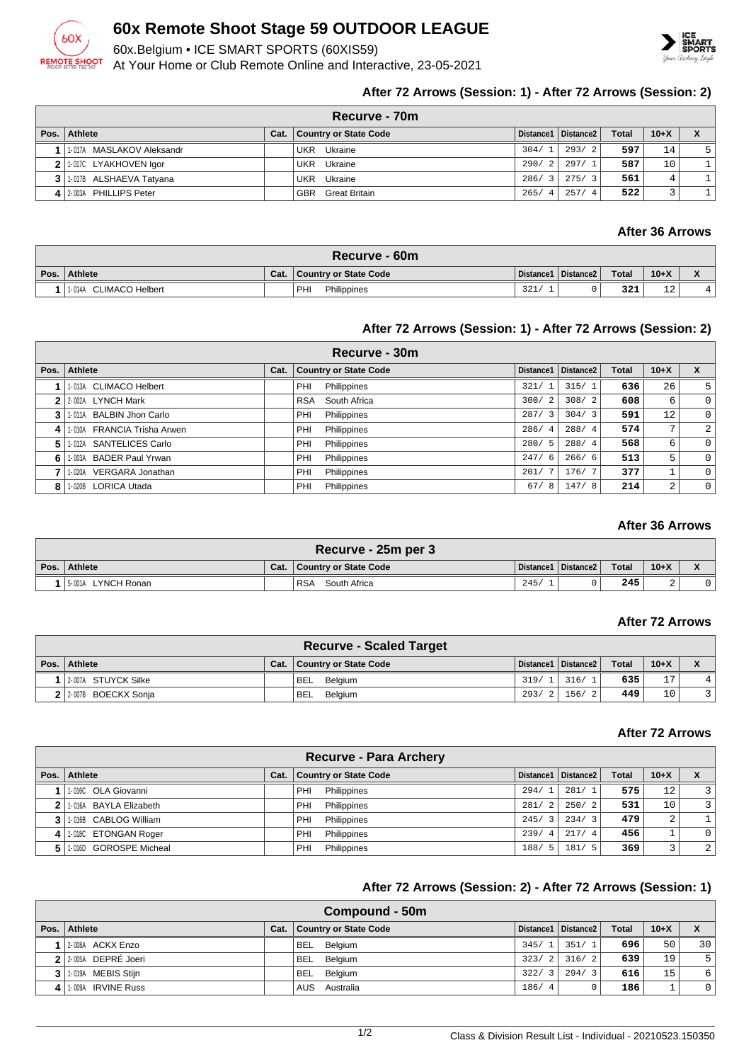# 60x Remote Shoot Stage 59 OUTDOOR LEAGUE

60x.Belgium • ICE SMART SPORTS (60XIS59)

At Your Home or Club Remote Online and Interactive, 23-05-2021

### After 72 Arrows (Session: 1) - After 72 Arrows (Session: 2)

**Recurve - 70m**

| Pos. | Athlete | Cat. | Country or State Code | Distance1 | Distance2 | Total | 10+X | X |
|---|---|---|---|---|---|---|---|---|
| 1 | 1-017A MASLAKOV Aleksandr | | UKR Ukraine | 304/ 1 | 293/ 2 | 597 | 14 | 5 |
| 2 | 1-017C LYAKHOVEN Igor | | UKR Ukraine | 290/ 2 | 297/ 1 | 587 | 10 | 1 |
| 3 | 1-017B ALSHAEVA Tatyana | | UKR Ukraine | 286/ 3 | 275/ 3 | 561 | 4 | 1 |
| 4 | 2-003A PHILLIPS Peter | | GBR Great Britain | 265/ 4 | 257/ 4 | 522 | 3 | 1 |

### After 36 Arrows

**Recurve - 60m**

| Pos. | Athlete | Cat. | Country or State Code | Distance1 | Distance2 | Total | 10+X | X |
|---|---|---|---|---|---|---|---|---|
| 1 | 1-014A CLIMACO Helbert | | PHI Philippines | 321/ 1 | 0 | 321 | 12 | 4 |

### After 72 Arrows (Session: 1) - After 72 Arrows (Session: 2)

**Recurve - 30m**

| Pos. | Athlete | Cat. | Country or State Code | Distance1 | Distance2 | Total | 10+X | X |
|---|---|---|---|---|---|---|---|---|
| 1 | 1-013A CLIMACO Helbert | | PHI Philippines | 321/ 1 | 315/ 1 | 636 | 26 | 5 |
| 2 | 2-002A LYNCH Mark | | RSA South Africa | 300/ 2 | 308/ 2 | 608 | 6 | 0 |
| 3 | 1-011A BALBIN Jhon Carlo | | PHI Philippines | 287/ 3 | 304/ 3 | 591 | 12 | 0 |
| 4 | 1-010A FRANCIA Trisha Arwen | | PHI Philippines | 286/ 4 | 288/ 4 | 574 | 7 | 2 |
| 5 | 1-012A SANTELICES Carlo | | PHI Philippines | 280/ 5 | 288/ 4 | 568 | 6 | 0 |
| 6 | 1-003A BADER Paul Yrwan | | PHI Philippines | 247/ 6 | 266/ 6 | 513 | 5 | 0 |
| 7 | 1-020A VERGARA Jonathan | | PHI Philippines | 201/ 7 | 176/ 7 | 377 | 1 | 0 |
| 8 | 1-020B LORICA Utada | | PHI Philippines | 67/ 8 | 147/ 8 | 214 | 2 | 0 |

### After 36 Arrows

**Recurve - 25m per 3**

| Pos. | Athlete | Cat. | Country or State Code | Distance1 | Distance2 | Total | 10+X | X |
|---|---|---|---|---|---|---|---|---|
| 1 | 5-001A LYNCH Ronan | | RSA South Africa | 245/ 1 | 0 | 245 | 2 | 0 |

### After 72 Arrows

**Recurve - Scaled Target**

| Pos. | Athlete | Cat. | Country or State Code | Distance1 | Distance2 | Total | 10+X | X |
|---|---|---|---|---|---|---|---|---|
| 1 | 2-007A STUYCK Silke | | BEL Belgium | 319/ 1 | 316/ 1 | 635 | 17 | 4 |
| 2 | 2-007B BOECKX Sonja | | BEL Belgium | 293/ 2 | 156/ 2 | 449 | 10 | 3 |

### After 72 Arrows

**Recurve - Para Archery**

| Pos. | Athlete | Cat. | Country or State Code | Distance1 | Distance2 | Total | 10+X | X |
|---|---|---|---|---|---|---|---|---|
| 1 | 1-016C OLA Giovanni | | PHI Philippines | 294/ 1 | 281/ 1 | 575 | 12 | 3 |
| 2 | 1-016A BAYLA Elizabeth | | PHI Philippines | 281/ 2 | 250/ 2 | 531 | 10 | 3 |
| 3 | 1-016B CABLOG William | | PHI Philippines | 245/ 3 | 234/ 3 | 479 | 2 | 1 |
| 4 | 1-018C ETONGAN Roger | | PHI Philippines | 239/ 4 | 217/ 4 | 456 | 1 | 0 |
| 5 | 1-016D GOROSPE Micheal | | PHI Philippines | 188/ 5 | 181/ 5 | 369 | 3 | 2 |

### After 72 Arrows (Session: 2) - After 72 Arrows (Session: 1)

**Compound - 50m**

| Pos. | Athlete | Cat. | Country or State Code | Distance1 | Distance2 | Total | 10+X | X |
|---|---|---|---|---|---|---|---|---|
| 1 | 2-008A ACKX Enzo | | BEL Belgium | 345/ 1 | 351/ 1 | 696 | 50 | 30 |
| 2 | 2-005A DEPRÉ Joeri | | BEL Belgium | 323/ 2 | 316/ 2 | 639 | 19 | 5 |
| 3 | 1-019A MEBIS Stijn | | BEL Belgium | 322/ 3 | 294/ 3 | 616 | 15 | 6 |
| 4 | 1-009A IRVINE Russ | | AUS Australia | 186/ 4 | 0 | 186 | 1 | 0 |

Class & Division Result List - Individual - 20210523.150350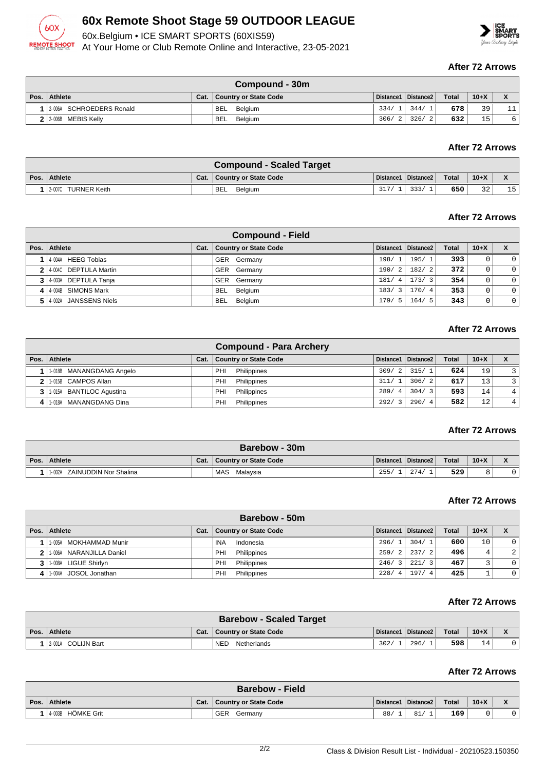# 60x Remote Shoot Stage 59 OUTDOOR LEAGUE

60x.Belgium • ICE SMART SPORTS (60XIS59)
At Your Home or Club Remote Online and Interactive, 23-05-2021

**After 72 Arrows**

| Compound - 30m | | | | | | | | |
|---|---|---|---|---|---|---|---|---|
| Pos. | Athlete | Cat. | Country or State Code | Distance1 | Distance2 | Total | 10+X | X |
| 1 | 2-006A SCHROEDERS Ronald | | BEL Belgium | 334/ 1 | 344/ 1 | 678 | 39 | 11 |
| 2 | 2-006B MEBIS Kelly | | BEL Belgium | 306/ 2 | 326/ 2 | 632 | 15 | 6 |

**After 72 Arrows**

| Compound - Scaled Target | | | | | | | | |
|---|---|---|---|---|---|---|---|---|
| Pos. | Athlete | Cat. | Country or State Code | Distance1 | Distance2 | Total | 10+X | X |
| 1 | 2-007C TURNER Keith | | BEL Belgium | 317/ 1 | 333/ 1 | 650 | 32 | 15 |

**After 72 Arrows**

| Compound - Field | | | | | | | | |
|---|---|---|---|---|---|---|---|---|
| Pos. | Athlete | Cat. | Country or State Code | Distance1 | Distance2 | Total | 10+X | X |
| 1 | 4-004A HEEG Tobias | | GER Germany | 198/ 1 | 195/ 1 | 393 | 0 | 0 |
| 2 | 4-004C DEPTULA Martin | | GER Germany | 190/ 2 | 182/ 2 | 372 | 0 | 0 |
| 3 | 4-003A DEPTULA Tanja | | GER Germany | 181/ 4 | 173/ 3 | 354 | 0 | 0 |
| 4 | 4-004B SIMONS Mark | | BEL Belgium | 183/ 3 | 170/ 4 | 353 | 0 | 0 |
| 5 | 4-002A JANSSENS Niels | | BEL Belgium | 179/ 5 | 164/ 5 | 343 | 0 | 0 |

**After 72 Arrows**

| Compound - Para Archery | | | | | | | | |
|---|---|---|---|---|---|---|---|---|
| Pos. | Athlete | Cat. | Country or State Code | Distance1 | Distance2 | Total | 10+X | X |
| 1 | 1-018B MANANGDANG Angelo | | PHI Philippines | 309/ 2 | 315/ 1 | 624 | 19 | 3 |
| 2 | 1-015B CAMPOS Allan | | PHI Philippines | 311/ 1 | 306/ 2 | 617 | 13 | 3 |
| 3 | 1-015A BANTILOC Agustina | | PHI Philippines | 289/ 4 | 304/ 3 | 593 | 14 | 4 |
| 4 | 1-018A MANANGDANG Dina | | PHI Philippines | 292/ 3 | 290/ 4 | 582 | 12 | 4 |

**After 72 Arrows**

| Barebow - 30m | | | | | | | | |
|---|---|---|---|---|---|---|---|---|
| Pos. | Athlete | Cat. | Country or State Code | Distance1 | Distance2 | Total | 10+X | X |
| 1 | 1-002A ZAINUDDIN Nor Shalina | | MAS Malaysia | 255/ 1 | 274/ 1 | 529 | 8 | 0 |

**After 72 Arrows**

| Barebow - 50m | | | | | | | | |
|---|---|---|---|---|---|---|---|---|
| Pos. | Athlete | Cat. | Country or State Code | Distance1 | Distance2 | Total | 10+X | X |
| 1 | 1-005A MOKHAMMAD Munir | | INA Indonesia | 296/ 1 | 304/ 1 | 600 | 10 | 0 |
| 2 | 1-006A NARANJILLA Daniel | | PHI Philippines | 259/ 2 | 237/ 2 | 496 | 4 | 2 |
| 3 | 1-008A LIGUE Shirlyn | | PHI Philippines | 246/ 3 | 221/ 3 | 467 | 3 | 0 |
| 4 | 1-004A JOSOL Jonathan | | PHI Philippines | 228/ 4 | 197/ 4 | 425 | 1 | 0 |

**After 72 Arrows**

| Barebow - Scaled Target | | | | | | | | |
|---|---|---|---|---|---|---|---|---|
| Pos. | Athlete | Cat. | Country or State Code | Distance1 | Distance2 | Total | 10+X | X |
| 1 | 2-001A COLIJN Bart | | NED Netherlands | 302/ 1 | 296/ 1 | 598 | 14 | 0 |

**After 72 Arrows**

| Barebow - Field | | | | | | | | |
|---|---|---|---|---|---|---|---|---|
| Pos. | Athlete | Cat. | Country or State Code | Distance1 | Distance2 | Total | 10+X | X |
| 1 | 4-003B HÖMKE Grit | | GER Germany | 88/ 1 | 81/ 1 | 169 | 0 | 0 |

Class & Division Result List - Individual - 20210523.150350